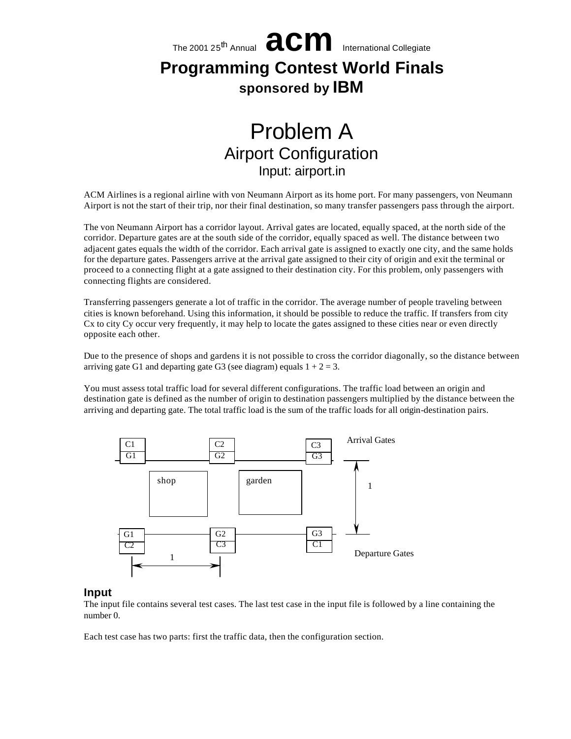The 2001 25th Annual **acm** International Collegiate

# Programming Contest World Finals

**sponsored by IBM**

# Problem A
## Airport Configuration
### Input: airport.in

ACM Airlines is a regional airline with von Neumann Airport as its home port. For many passengers, von Neumann Airport is not the start of their trip, nor their final destination, so many transfer passengers pass through the airport.

The von Neumann Airport has a corridor layout. Arrival gates are located, equally spaced, at the north side of the corridor. Departure gates are at the south side of the corridor, equally spaced as well. The distance between two adjacent gates equals the width of the corridor. Each arrival gate is assigned to exactly one city, and the same holds for the departure gates. Passengers arrive at the arrival gate assigned to their city of origin and exit the terminal or proceed to a connecting flight at a gate assigned to their destination city. For this problem, only passengers with connecting flights are considered.

Transferring passengers generate a lot of traffic in the corridor. The average number of people traveling between cities is known beforehand. Using this information, it should be possible to reduce the traffic. If transfers from city Cx to city Cy occur very frequently, it may help to locate the gates assigned to these cities near or even directly opposite each other.

Due to the presence of shops and gardens it is not possible to cross the corridor diagonally, so the distance between arriving gate G1 and departing gate G3 (see diagram) equals $1 + 2 = 3$.

You must assess total traffic load for several different configurations. The traffic load between an origin and destination gate is defined as the number of origin to destination passengers multiplied by the distance between the arriving and departing gate. The total traffic load is the sum of the traffic loads for all origin-destination pairs.

## Input

The input file contains several test cases. The last test case in the input file is followed by a line containing the number 0.

Each test case has two parts: first the traffic data, then the configuration section.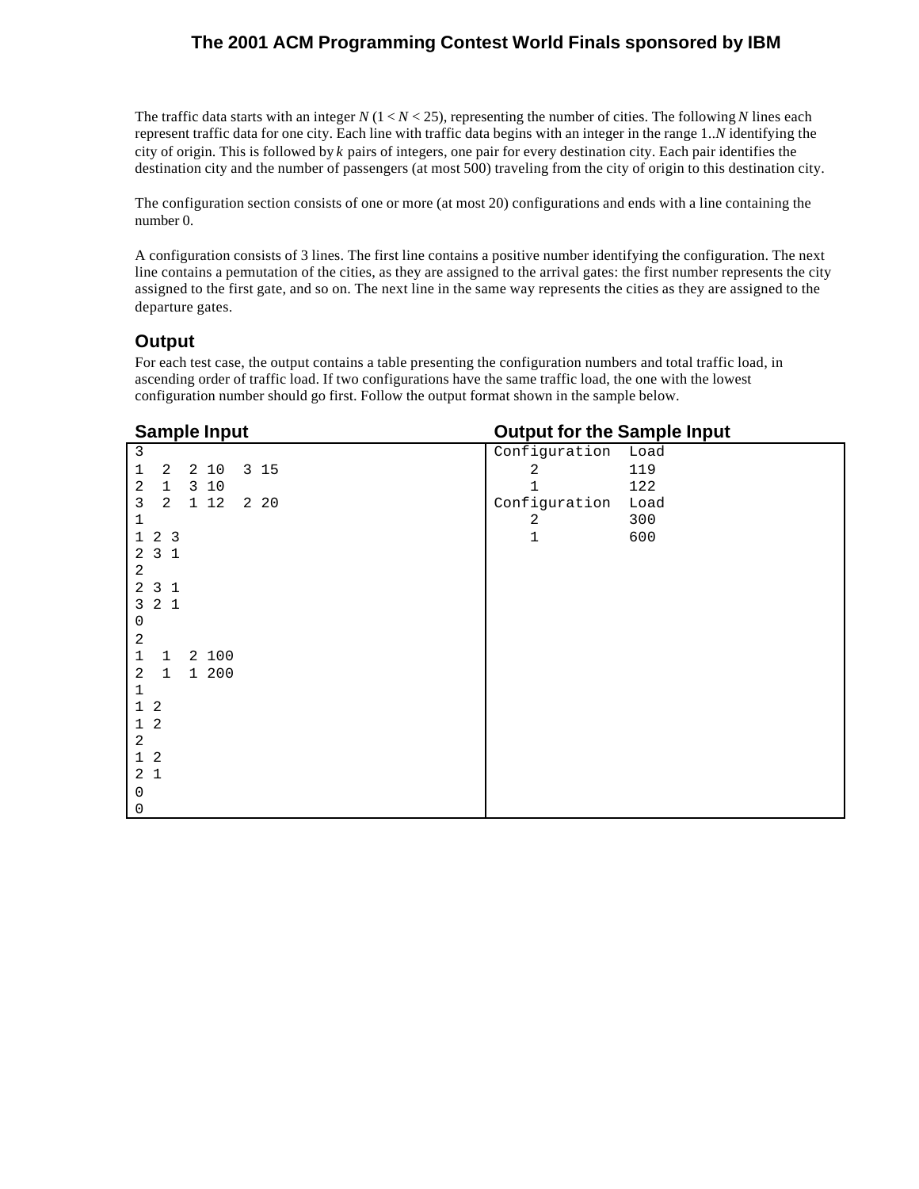The traffic data starts with an integer $N$ ($1 < N < 25$), representing the number of cities. The following $N$ lines each represent traffic data for one city. Each line with traffic data begins with an integer in the range 1..$N$ identifying the city of origin. This is followed by $k$ pairs of integers, one pair for every destination city. Each pair identifies the destination city and the number of passengers (at most 500) traveling from the city of origin to this destination city.

The configuration section consists of one or more (at most 20) configurations and ends with a line containing the number 0.

A configuration consists of 3 lines. The first line contains a positive number identifying the configuration. The next line contains a permutation of the cities, as they are assigned to the arrival gates: the first number represents the city assigned to the first gate, and so on. The next line in the same way represents the cities as they are assigned to the departure gates.

## Output

For each test case, the output contains a table presenting the configuration numbers and total traffic load, in ascending order of traffic load. If two configurations have the same traffic load, the one with the lowest configuration number should go first. Follow the output format shown in the sample below.

### Sample Input

```
3
1  2  2 10  3 15
2  1  3 10
3  2  1 12  2 20
1
1 2 3
2 3 1
2
2 3 1
3 2 1
0
2
1  1  2 100
2  1  1 200
1
1 2
1 2
2
1 2
2 1
0
0
```

### Output for the Sample Input

```
Configuration  Load
    2          119
    1          122
Configuration  Load
    2          300
    1          600
```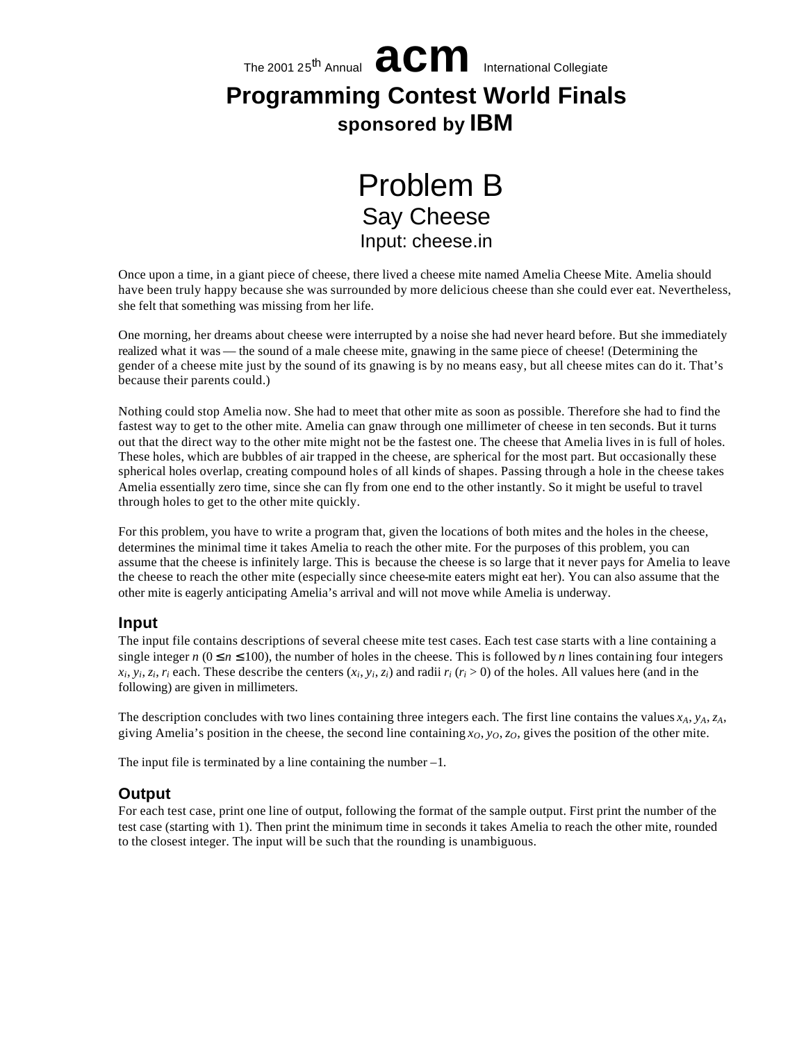The 2001 25th Annual **acm** International Collegiate

**Programming Contest World Finals**

**sponsored by IBM**

# Problem B

## Say Cheese

### Input: cheese.in

Once upon a time, in a giant piece of cheese, there lived a cheese mite named Amelia Cheese Mite. Amelia should have been truly happy because she was surrounded by more delicious cheese than she could ever eat. Nevertheless, she felt that something was missing from her life.

One morning, her dreams about cheese were interrupted by a noise she had never heard before. But she immediately realized what it was — the sound of a male cheese mite, gnawing in the same piece of cheese! (Determining the gender of a cheese mite just by the sound of its gnawing is by no means easy, but all cheese mites can do it. That's because their parents could.)

Nothing could stop Amelia now. She had to meet that other mite as soon as possible. Therefore she had to find the fastest way to get to the other mite. Amelia can gnaw through one millimeter of cheese in ten seconds. But it turns out that the direct way to the other mite might not be the fastest one. The cheese that Amelia lives in is full of holes. These holes, which are bubbles of air trapped in the cheese, are spherical for the most part. But occasionally these spherical holes overlap, creating compound holes of all kinds of shapes. Passing through a hole in the cheese takes Amelia essentially zero time, since she can fly from one end to the other instantly. So it might be useful to travel through holes to get to the other mite quickly.

For this problem, you have to write a program that, given the locations of both mites and the holes in the cheese, determines the minimal time it takes Amelia to reach the other mite. For the purposes of this problem, you can assume that the cheese is infinitely large. This is because the cheese is so large that it never pays for Amelia to leave the cheese to reach the other mite (especially since cheese-mite eaters might eat her). You can also assume that the other mite is eagerly anticipating Amelia's arrival and will not move while Amelia is underway.

## Input

The input file contains descriptions of several cheese mite test cases. Each test case starts with a line containing a single integer $n$ ($0 \leq n \leq 100$), the number of holes in the cheese. This is followed by $n$ lines containing four integers $x_i$, $y_i$, $z_i$, $r_i$ each. These describe the centers ($x_i$, $y_i$, $z_i$) and radii $r_i$ ($r_i > 0$) of the holes. All values here (and in the following) are given in millimeters.

The description concludes with two lines containing three integers each. The first line contains the values $x_A$, $y_A$, $z_A$, giving Amelia's position in the cheese, the second line containing $x_O$, $y_O$, $z_O$, gives the position of the other mite.

The input file is terminated by a line containing the number –1.

## Output

For each test case, print one line of output, following the format of the sample output. First print the number of the test case (starting with 1). Then print the minimum time in seconds it takes Amelia to reach the other mite, rounded to the closest integer. The input will be such that the rounding is unambiguous.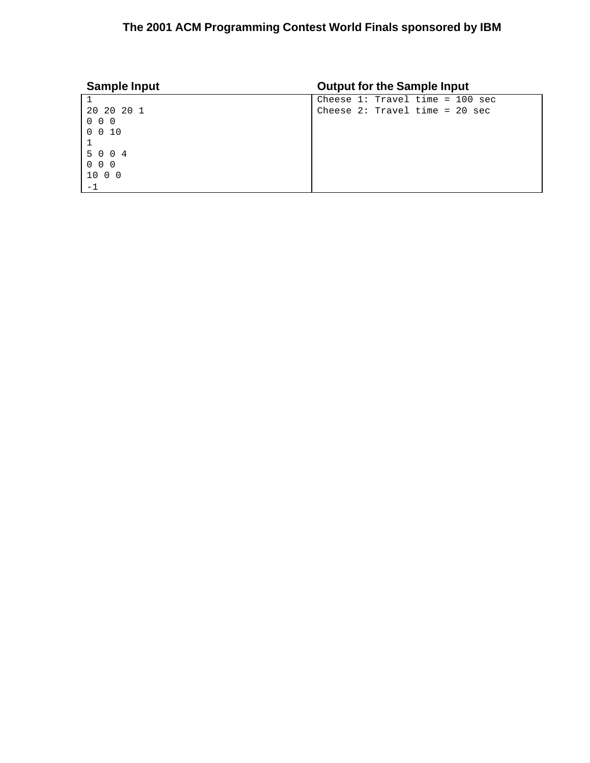| Sample Input | Output for the Sample Input |
|---|---|
| 1<br>20 20 20 1<br>0 0 0<br>0 0 10<br>1<br>5 0 0 4<br>0 0 0<br>10 0 0<br>-1 | Cheese 1: Travel time = 100 sec<br>Cheese 2: Travel time = 20 sec |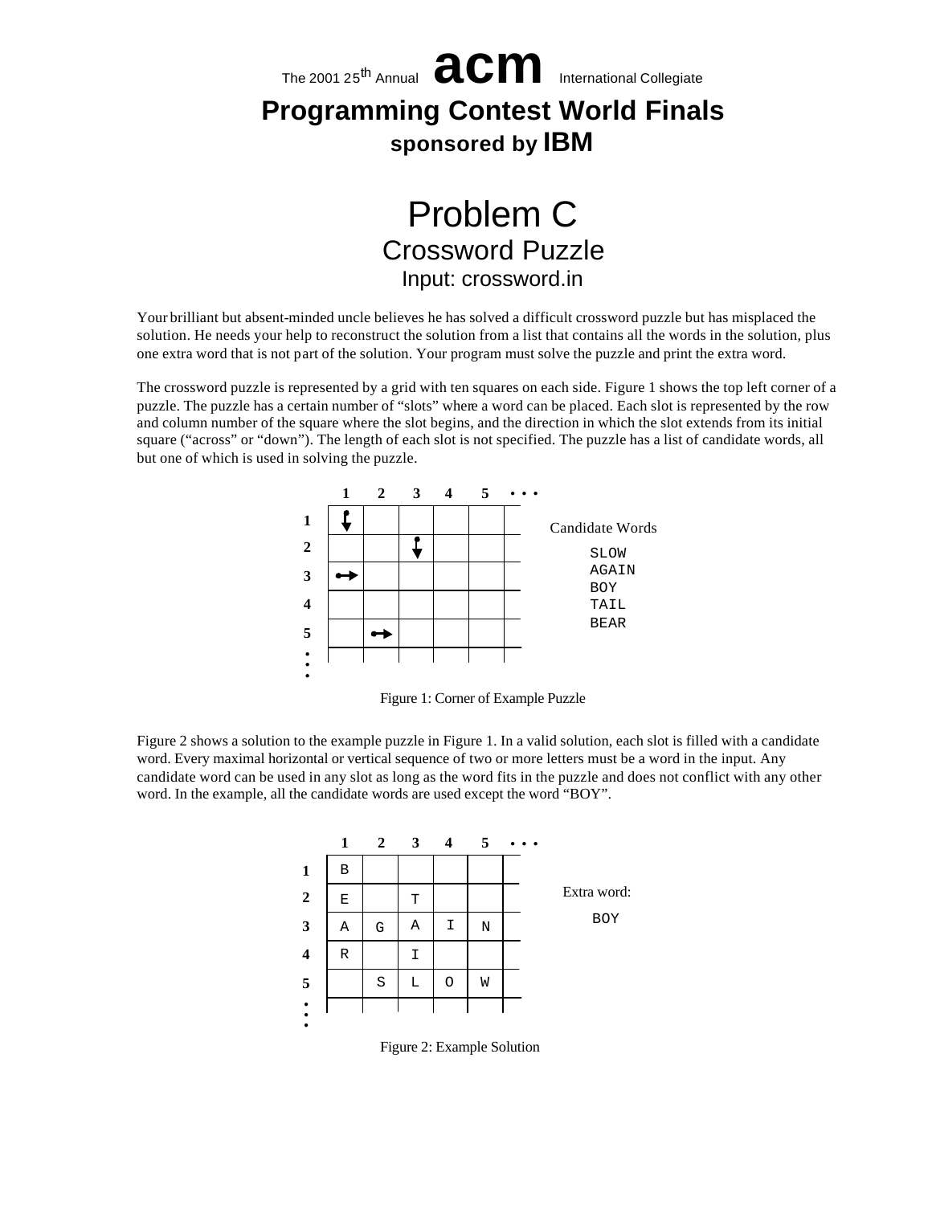The 2001 25th Annual **acm** International Collegiate

# Programming Contest World Finals

### sponsored by IBM

# Problem C

## Crossword Puzzle

### Input: crossword.in

Your brilliant but absent-minded uncle believes he has solved a difficult crossword puzzle but has misplaced the solution. He needs your help to reconstruct the solution from a list that contains all the words in the solution, plus one extra word that is not part of the solution. Your program must solve the puzzle and print the extra word.

The crossword puzzle is represented by a grid with ten squares on each side. Figure 1 shows the top left corner of a puzzle. The puzzle has a certain number of "slots" where a word can be placed. Each slot is represented by the row and column number of the square where the slot begins, and the direction in which the slot extends from its initial square ("across" or "down"). The length of each slot is not specified. The puzzle has a list of candidate words, all but one of which is used in solving the puzzle.

| | 1 | 2 | 3 | 4 | 5 | • • • |
|---|---|---|---|---|---|---|
| **1** | ↓ | | | | | |
| **2** | | | ↓ | | | |
| **3** | → | | | | | |
| **4** | | | | | | |
| **5** | | → | | | | |
| **⋮** | | | | | | |

Candidate Words

```
SLOW
AGAIN
BOY
TAIL
BEAR
```

Figure 1: Corner of Example Puzzle

Figure 2 shows a solution to the example puzzle in Figure 1. In a valid solution, each slot is filled with a candidate word. Every maximal horizontal or vertical sequence of two or more letters must be a word in the input. Any candidate word can be used in any slot as long as the word fits in the puzzle and does not conflict with any other word. In the example, all the candidate words are used except the word "BOY".

| | 1 | 2 | 3 | 4 | 5 | • • • |
|---|---|---|---|---|---|---|
| **1** | B | | | | | |
| **2** | E | | T | | | |
| **3** | A | G | A | I | N | |
| **4** | R | | I | | | |
| **5** | | S | L | O | W | |
| **⋮** | | | | | | |

Extra word:

```
BOY
```

Figure 2: Example Solution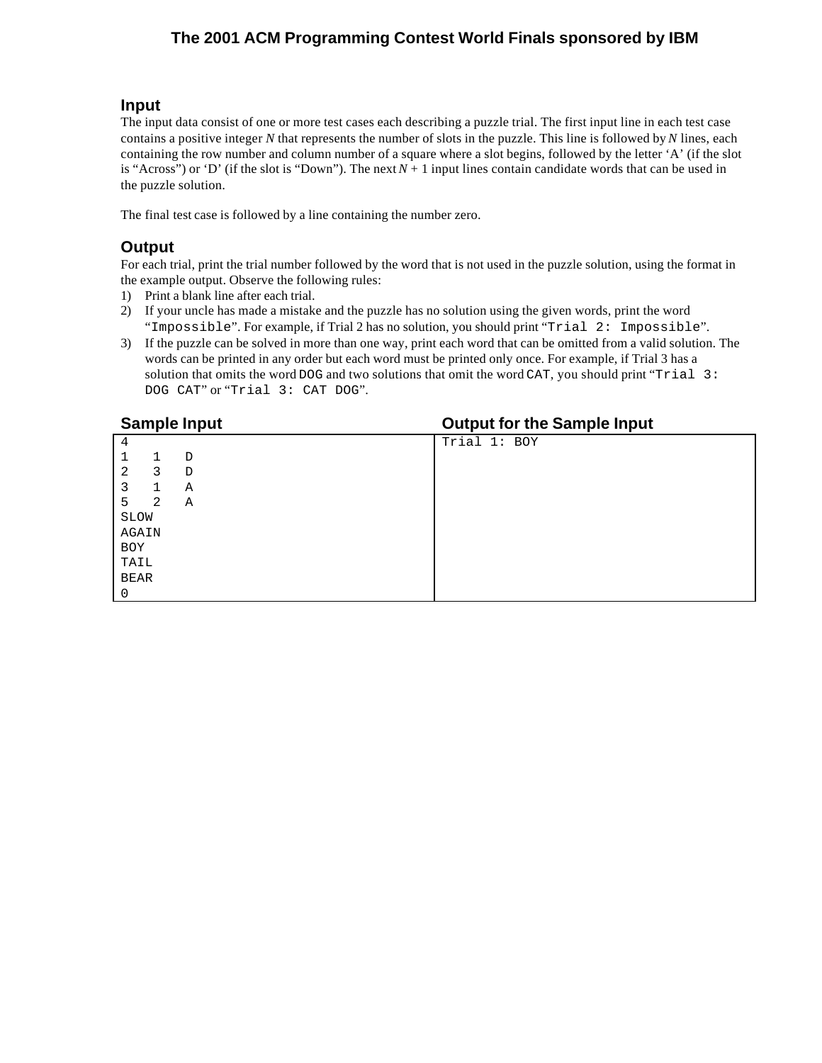## Input

The input data consist of one or more test cases each describing a puzzle trial. The first input line in each test case contains a positive integer *N* that represents the number of slots in the puzzle. This line is followed by *N* lines, each containing the row number and column number of a square where a slot begins, followed by the letter 'A' (if the slot is "Across") or 'D' (if the slot is "Down"). The next *N* + 1 input lines contain candidate words that can be used in the puzzle solution.

The final test case is followed by a line containing the number zero.

## Output

For each trial, print the trial number followed by the word that is not used in the puzzle solution, using the format in the example output. Observe the following rules:

1) Print a blank line after each trial.
2) If your uncle has made a mistake and the puzzle has no solution using the given words, print the word "`Impossible`". For example, if Trial 2 has no solution, you should print "`Trial 2: Impossible`".
3) If the puzzle can be solved in more than one way, print each word that can be omitted from a valid solution. The words can be printed in any order but each word must be printed only once. For example, if Trial 3 has a solution that omits the word `DOG` and two solutions that omit the word `CAT`, you should print "`Trial 3: DOG CAT`" or "`Trial 3: CAT DOG`".

| Sample Input | Output for the Sample Input |
| --- | --- |
| <pre>4<br>1   1   D<br>2   3   D<br>3   1   A<br>5   2   A<br>SLOW<br>AGAIN<br>BOY<br>TAIL<br>BEAR<br>0</pre> | <pre>Trial 1: BOY</pre> |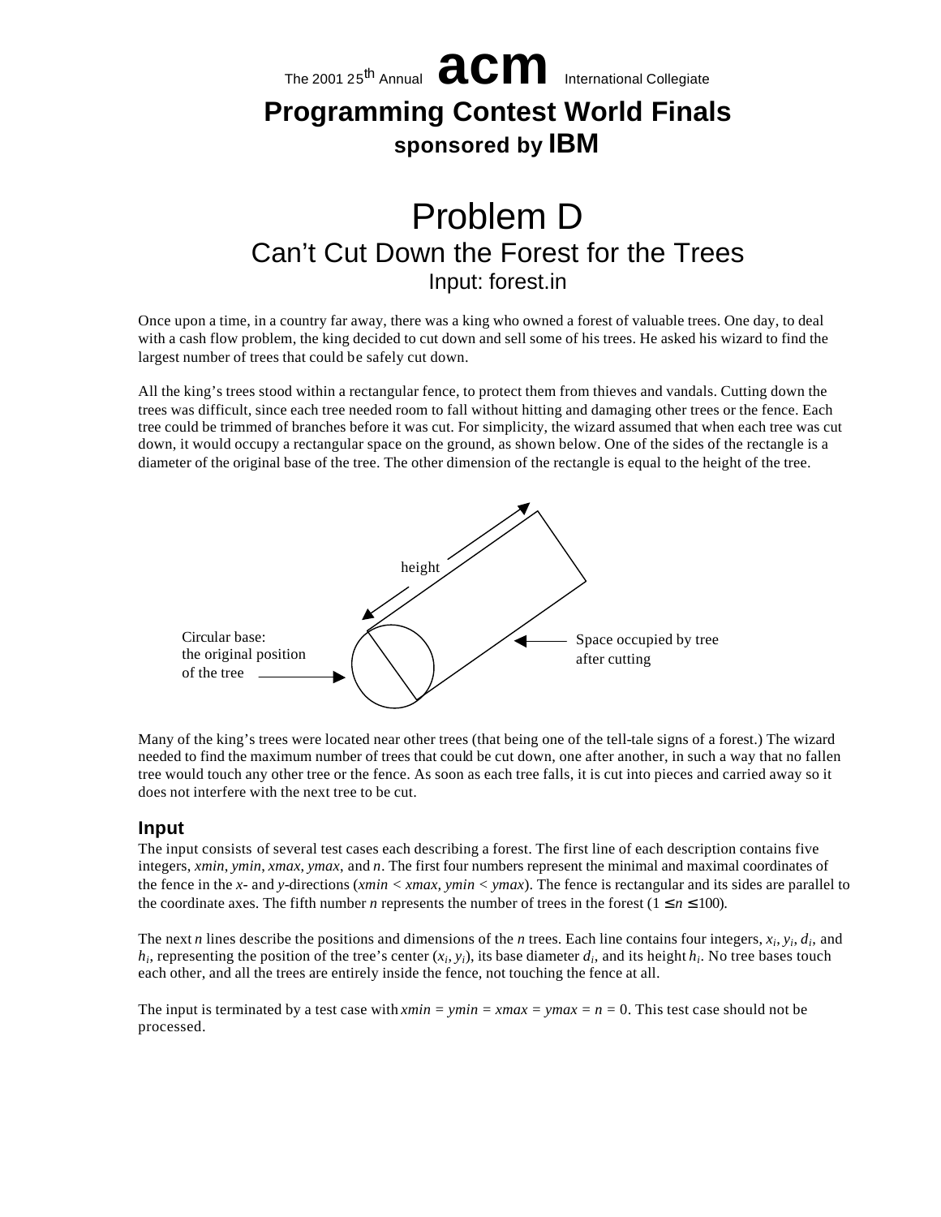The 2001 25th Annual **acm** International Collegiate

# Programming Contest World Finals

### sponsored by IBM

# Problem D
## Can't Cut Down the Forest for the Trees
### Input: forest.in

Once upon a time, in a country far away, there was a king who owned a forest of valuable trees. One day, to deal with a cash flow problem, the king decided to cut down and sell some of his trees. He asked his wizard to find the largest number of trees that could be safely cut down.

All the king's trees stood within a rectangular fence, to protect them from thieves and vandals. Cutting down the trees was difficult, since each tree needed room to fall without hitting and damaging other trees or the fence. Each tree could be trimmed of branches before it was cut. For simplicity, the wizard assumed that when each tree was cut down, it would occupy a rectangular space on the ground, as shown below. One of the sides of the rectangle is a diameter of the original base of the tree. The other dimension of the rectangle is equal to the height of the tree.

height

Circular base: the original position of the tree

Space occupied by tree after cutting

Many of the king's trees were located near other trees (that being one of the tell-tale signs of a forest.) The wizard needed to find the maximum number of trees that could be cut down, one after another, in such a way that no fallen tree would touch any other tree or the fence. As soon as each tree falls, it is cut into pieces and carried away so it does not interfere with the next tree to be cut.

### Input

The input consists of several test cases each describing a forest. The first line of each description contains five integers, *xmin*, *ymin*, *xmax*, *ymax*, and *n*. The first four numbers represent the minimal and maximal coordinates of the fence in the *x*- and *y*-directions (*xmin* < *xmax*, *ymin* < *ymax*). The fence is rectangular and its sides are parallel to the coordinate axes. The fifth number *n* represents the number of trees in the forest ($1 \le n \le 100$).

The next *n* lines describe the positions and dimensions of the *n* trees. Each line contains four integers, $x_i$, $y_i$, $d_i$, and $h_i$, representing the position of the tree's center ($x_i$, $y_i$), its base diameter $d_i$, and its height $h_i$. No tree bases touch each other, and all the trees are entirely inside the fence, not touching the fence at all.

The input is terminated by a test case with *xmin* = *ymin* = *xmax* = *ymax* = *n* = 0. This test case should not be processed.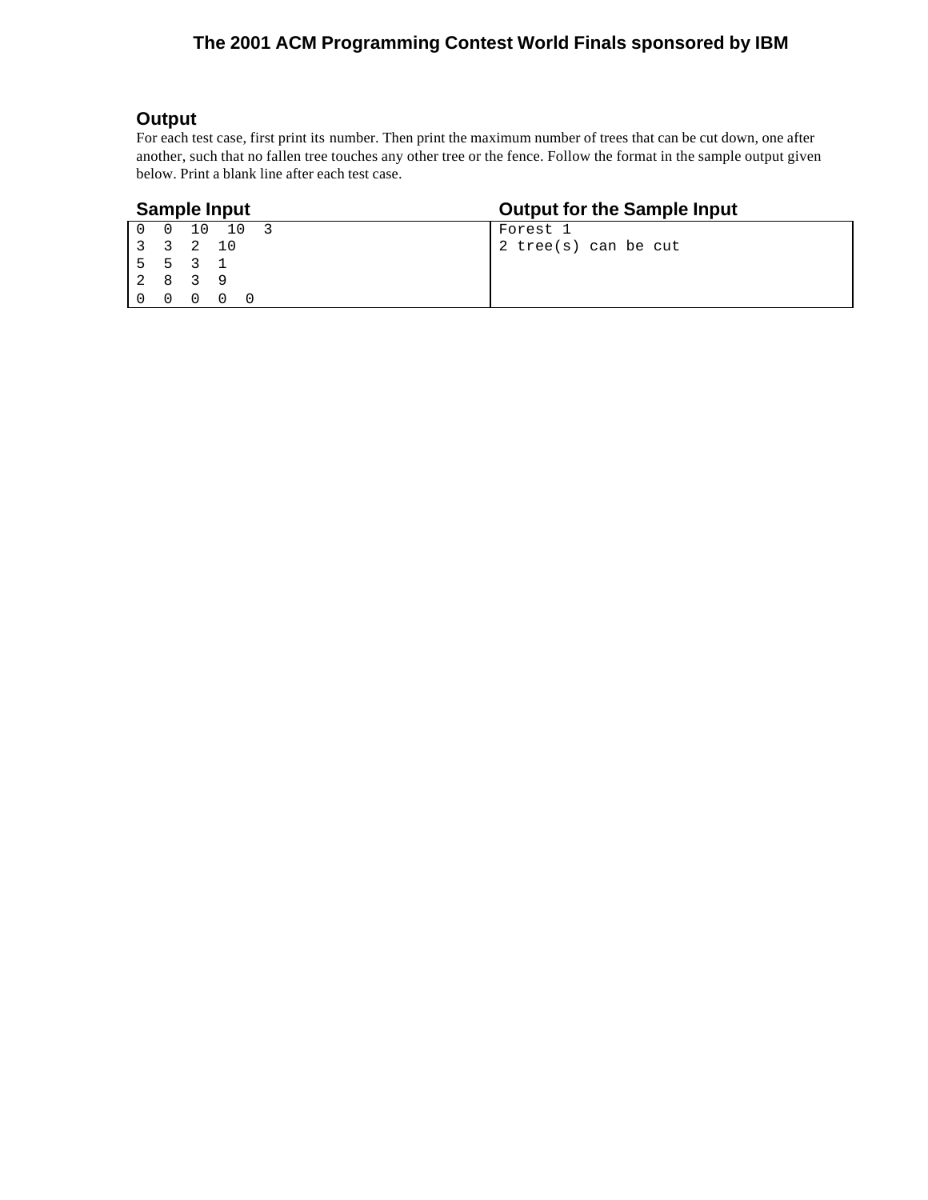### Output

For each test case, first print its number. Then print the maximum number of trees that can be cut down, one after another, such that no fallen tree touches any other tree or the fence. Follow the format in the sample output given below. Print a blank line after each test case.

| Sample Input | Output for the Sample Input |
|---|---|
| 0 0 10 10 3<br>3 3 2 10<br>5 5 3 1<br>2 8 3 9<br>0 0 0 0 0 | Forest 1<br>2 tree(s) can be cut |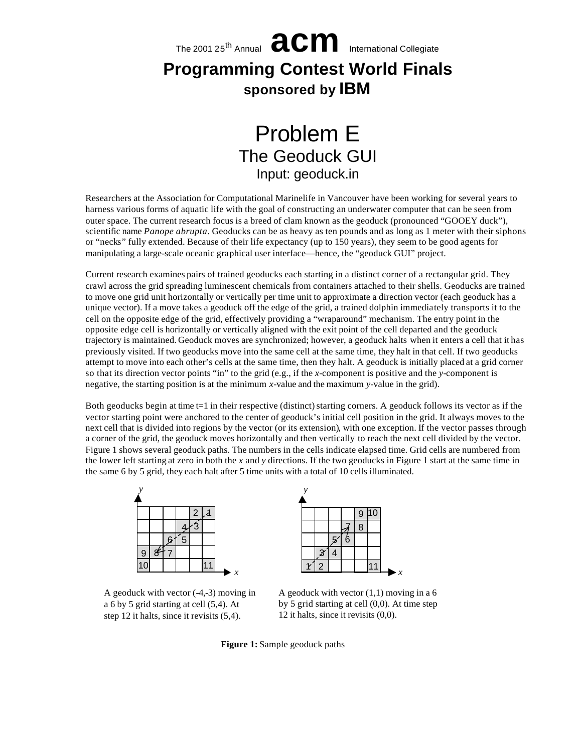The 2001 25th Annual **acm** International Collegiate

# Programming Contest World Finals

**sponsored by IBM**

# Problem E
## The Geoduck GUI
### Input: geoduck.in

Researchers at the Association for Computational Marinelife in Vancouver have been working for several years to harness various forms of aquatic life with the goal of constructing an underwater computer that can be seen from outer space. The current research focus is a breed of clam known as the geoduck (pronounced "GOOEY duck"), scientific name *Panope abrupta*. Geoducks can be as heavy as ten pounds and as long as 1 meter with their siphons or "necks" fully extended. Because of their life expectancy (up to 150 years), they seem to be good agents for manipulating a large-scale oceanic graphical user interface—hence, the "geoduck GUI" project.

Current research examines pairs of trained geoducks each starting in a distinct corner of a rectangular grid. They crawl across the grid spreading luminescent chemicals from containers attached to their shells. Geoducks are trained to move one grid unit horizontally or vertically per time unit to approximate a direction vector (each geoduck has a unique vector). If a move takes a geoduck off the edge of the grid, a trained dolphin immediately transports it to the cell on the opposite edge of the grid, effectively providing a "wraparound" mechanism. The entry point in the opposite edge cell is horizontally or vertically aligned with the exit point of the cell departed and the geoduck trajectory is maintained. Geoduck moves are synchronized; however, a geoduck halts when it enters a cell that it has previously visited. If two geoducks move into the same cell at the same time, they halt in that cell. If two geoducks attempt to move into each other's cells at the same time, then they halt. A geoduck is initially placed at a grid corner so that its direction vector points "in" to the grid (e.g., if the *x*-component is positive and the *y*-component is negative, the starting position is at the minimum *x*-value and the maximum *y*-value in the grid).

Both geoducks begin at time t=1 in their respective (distinct) starting corners. A geoduck follows its vector as if the vector starting point were anchored to the center of geoduck's initial cell position in the grid. It always moves to the next cell that is divided into regions by the vector (or its extension), with one exception. If the vector passes through a corner of the grid, the geoduck moves horizontally and then vertically to reach the next cell divided by the vector. Figure 1 shows several geoduck paths. The numbers in the cells indicate elapsed time. Grid cells are numbered from the lower left starting at zero in both the *x* and *y* directions. If the two geoducks in Figure 1 start at the same time in the same 6 by 5 grid, they each halt after 5 time units with a total of 10 cells illuminated.

A geoduck with vector (-4,-3) moving in a 6 by 5 grid starting at cell (5,4). At step 12 it halts, since it revisits (5,4).

A geoduck with vector (1,1) moving in a 6 by 5 grid starting at cell (0,0). At time step 12 it halts, since it revisits (0,0).

**Figure 1:** Sample geoduck paths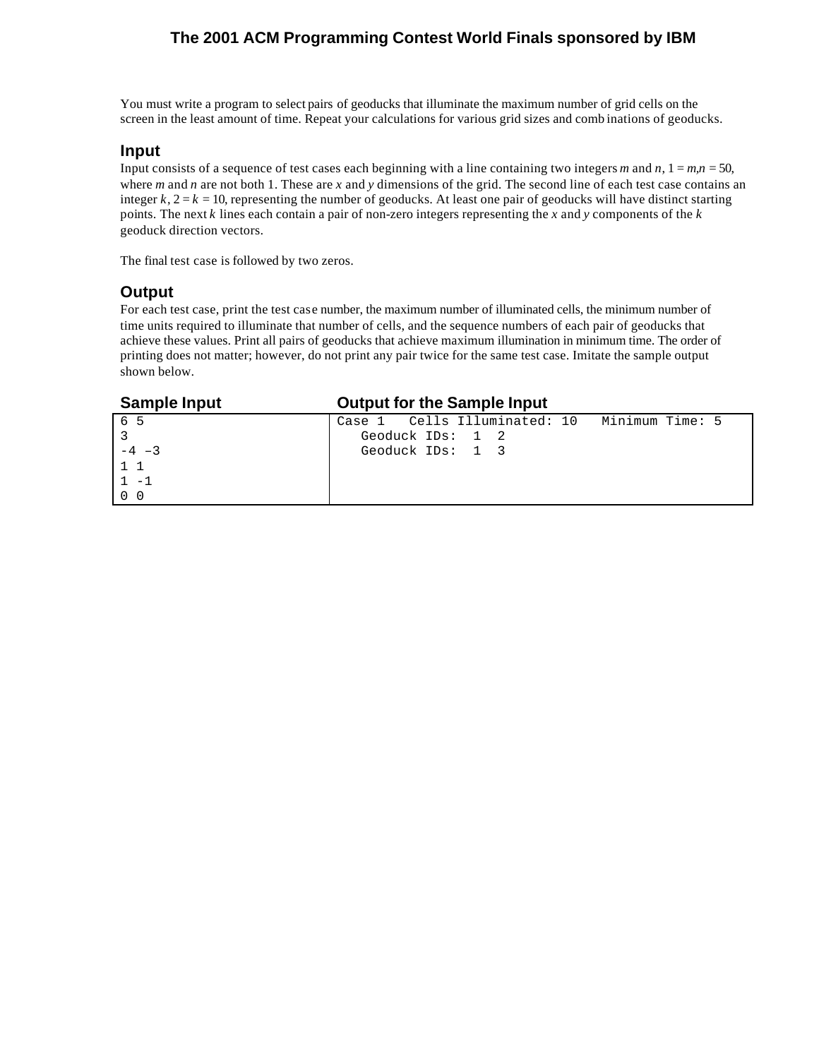You must write a program to select pairs of geoducks that illuminate the maximum number of grid cells on the screen in the least amount of time. Repeat your calculations for various grid sizes and combinations of geoducks.

## Input

Input consists of a sequence of test cases each beginning with a line containing two integers $m$ and $n$, $1 = m,n = 50$, where $m$ and $n$ are not both 1. These are $x$ and $y$ dimensions of the grid. The second line of each test case contains an integer $k$, $2 = k = 10$, representing the number of geoducks. At least one pair of geoducks will have distinct starting points. The next $k$ lines each contain a pair of non-zero integers representing the $x$ and $y$ components of the $k$ geoduck direction vectors.

The final test case is followed by two zeros.

## Output

For each test case, print the test case number, the maximum number of illuminated cells, the minimum number of time units required to illuminate that number of cells, and the sequence numbers of each pair of geoducks that achieve these values. Print all pairs of geoducks that achieve maximum illumination in minimum time. The order of printing does not matter; however, do not print any pair twice for the same test case. Imitate the sample output shown below.

| Sample Input | Output for the Sample Input |
| --- | --- |
| <pre>6 5<br>3<br>-4 –3<br>1 1<br>1 -1<br>0 0</pre> | <pre>Case 1   Cells Illuminated: 10   Minimum Time: 5<br>   Geoduck IDs:  1  2<br>   Geoduck IDs:  1  3</pre> |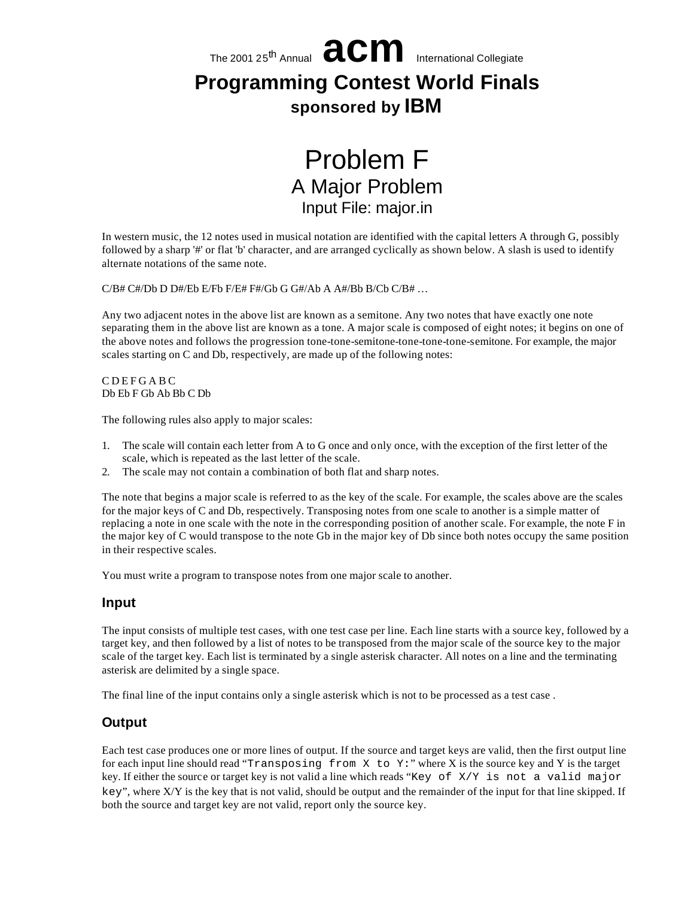The 2001 25th Annual **acm** International Collegiate

# Programming Contest World Finals

**sponsored by IBM**

# Problem F

## A Major Problem

### Input File: major.in

In western music, the 12 notes used in musical notation are identified with the capital letters A through G, possibly followed by a sharp '#' or flat 'b' character, and are arranged cyclically as shown below. A slash is used to identify alternate notations of the same note.

C/B# C#/Db D D#/Eb E/Fb F/E# F#/Gb G G#/Ab A A#/Bb B/Cb C/B# …

Any two adjacent notes in the above list are known as a semitone. Any two notes that have exactly one note separating them in the above list are known as a tone. A major scale is composed of eight notes; it begins on one of the above notes and follows the progression tone-tone-semitone-tone-tone-tone-semitone. For example, the major scales starting on C and Db, respectively, are made up of the following notes:

C D E F G A B C
Db Eb F Gb Ab Bb C Db

The following rules also apply to major scales:

1. The scale will contain each letter from A to G once and only once, with the exception of the first letter of the scale, which is repeated as the last letter of the scale.
2. The scale may not contain a combination of both flat and sharp notes.

The note that begins a major scale is referred to as the key of the scale. For example, the scales above are the scales for the major keys of C and Db, respectively. Transposing notes from one scale to another is a simple matter of replacing a note in one scale with the note in the corresponding position of another scale. For example, the note F in the major key of C would transpose to the note Gb in the major key of Db since both notes occupy the same position in their respective scales.

You must write a program to transpose notes from one major scale to another.

### Input

The input consists of multiple test cases, with one test case per line. Each line starts with a source key, followed by a target key, and then followed by a list of notes to be transposed from the major scale of the source key to the major scale of the target key. Each list is terminated by a single asterisk character. All notes on a line and the terminating asterisk are delimited by a single space.

The final line of the input contains only a single asterisk which is not to be processed as a test case .

### Output

Each test case produces one or more lines of output. If the source and target keys are valid, then the first output line for each input line should read "`Transposing from X to Y:`" where X is the source key and Y is the target key. If either the source or target key is not valid a line which reads "`Key of X/Y is not a valid major key`", where X/Y is the key that is not valid, should be output and the remainder of the input for that line skipped. If both the source and target key are not valid, report only the source key.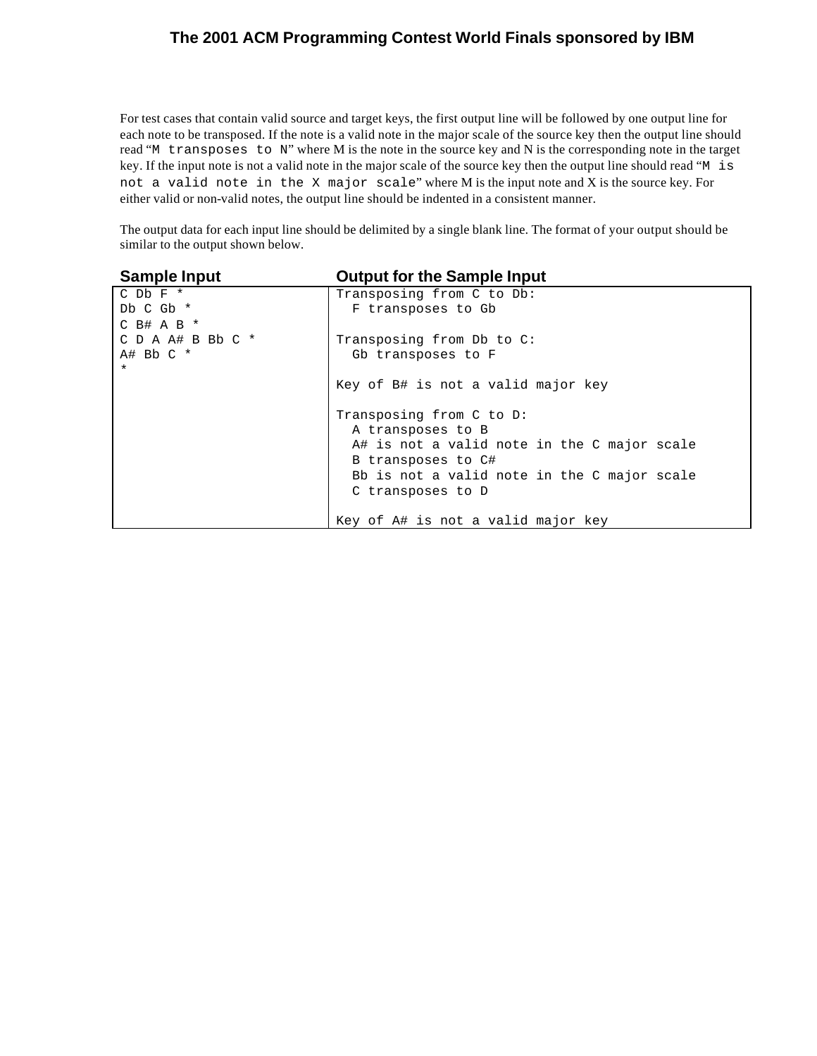For test cases that contain valid source and target keys, the first output line will be followed by one output line for each note to be transposed. If the note is a valid note in the major scale of the source key then the output line should read "`M transposes to N`" where M is the note in the source key and N is the corresponding note in the target key. If the input note is not a valid note in the major scale of the source key then the output line should read "`M is not a valid note in the X major scale`" where M is the input note and X is the source key. For either valid or non-valid notes, the output line should be indented in a consistent manner.

The output data for each input line should be delimited by a single blank line. The format of your output should be similar to the output shown below.

**Sample Input**

```
C Db F *
Db C Gb *
C B# A B *
C D A A# B Bb C *
A# Bb C *
*
```

**Output for the Sample Input**

```
Transposing from C to Db:
  F transposes to Gb

Transposing from Db to C:
  Gb transposes to F

Key of B# is not a valid major key

Transposing from C to D:
  A transposes to B
  A# is not a valid note in the C major scale
  B transposes to C#
  Bb is not a valid note in the C major scale
  C transposes to D

Key of A# is not a valid major key
```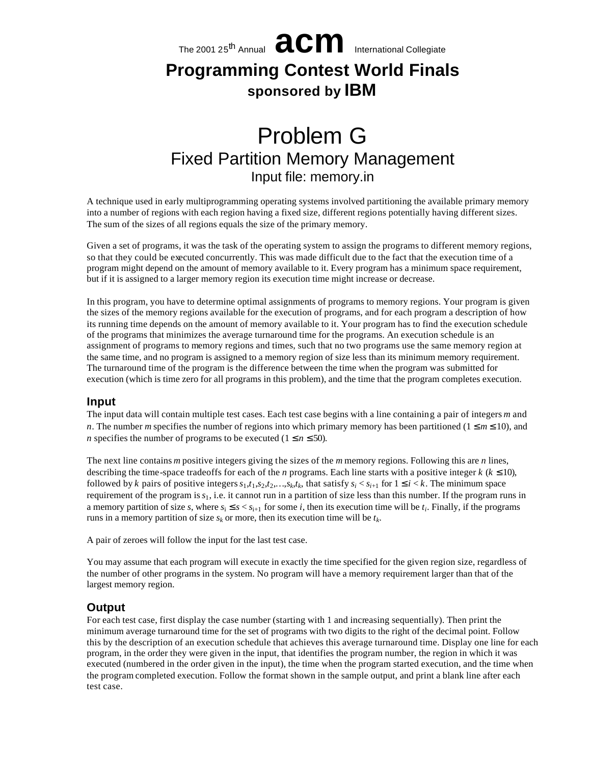The 2001 25th Annual **acm** International Collegiate

# Programming Contest World Finals

**sponsored by IBM**

# Problem G

## Fixed Partition Memory Management

Input file: memory.in

A technique used in early multiprogramming operating systems involved partitioning the available primary memory into a number of regions with each region having a fixed size, different regions potentially having different sizes. The sum of the sizes of all regions equals the size of the primary memory.

Given a set of programs, it was the task of the operating system to assign the programs to different memory regions, so that they could be executed concurrently. This was made difficult due to the fact that the execution time of a program might depend on the amount of memory available to it. Every program has a minimum space requirement, but if it is assigned to a larger memory region its execution time might increase or decrease.

In this program, you have to determine optimal assignments of programs to memory regions. Your program is given the sizes of the memory regions available for the execution of programs, and for each program a description of how its running time depends on the amount of memory available to it. Your program has to find the execution schedule of the programs that minimizes the average turnaround time for the programs. An execution schedule is an assignment of programs to memory regions and times, such that no two programs use the same memory region at the same time, and no program is assigned to a memory region of size less than its minimum memory requirement. The turnaround time of the program is the difference between the time when the program was submitted for execution (which is time zero for all programs in this problem), and the time that the program completes execution.

### Input

The input data will contain multiple test cases. Each test case begins with a line containing a pair of integers $m$ and $n$. The number $m$ specifies the number of regions into which primary memory has been partitioned ($1 \leq m \leq 10$), and $n$ specifies the number of programs to be executed ($1 \leq n \leq 50$).

The next line contains $m$ positive integers giving the sizes of the $m$ memory regions. Following this are $n$ lines, describing the time-space tradeoffs for each of the $n$ programs. Each line starts with a positive integer $k$ ($k \leq 10$), followed by $k$ pairs of positive integers $s_1,t_1,s_2,t_2,\ldots,s_k,t_k$, that satisfy $s_i < s_{i+1}$ for $1 \leq i < k$. The minimum space requirement of the program is $s_1$, i.e. it cannot run in a partition of size less than this number. If the program runs in a memory partition of size $s$, where $s_i \leq s < s_{i+1}$ for some $i$, then its execution time will be $t_i$. Finally, if the programs runs in a memory partition of size $s_k$ or more, then its execution time will be $t_k$.

A pair of zeroes will follow the input for the last test case.

You may assume that each program will execute in exactly the time specified for the given region size, regardless of the number of other programs in the system. No program will have a memory requirement larger than that of the largest memory region.

### Output

For each test case, first display the case number (starting with 1 and increasing sequentially). Then print the minimum average turnaround time for the set of programs with two digits to the right of the decimal point. Follow this by the description of an execution schedule that achieves this average turnaround time. Display one line for each program, in the order they were given in the input, that identifies the program number, the region in which it was executed (numbered in the order given in the input), the time when the program started execution, and the time when the program completed execution. Follow the format shown in the sample output, and print a blank line after each test case.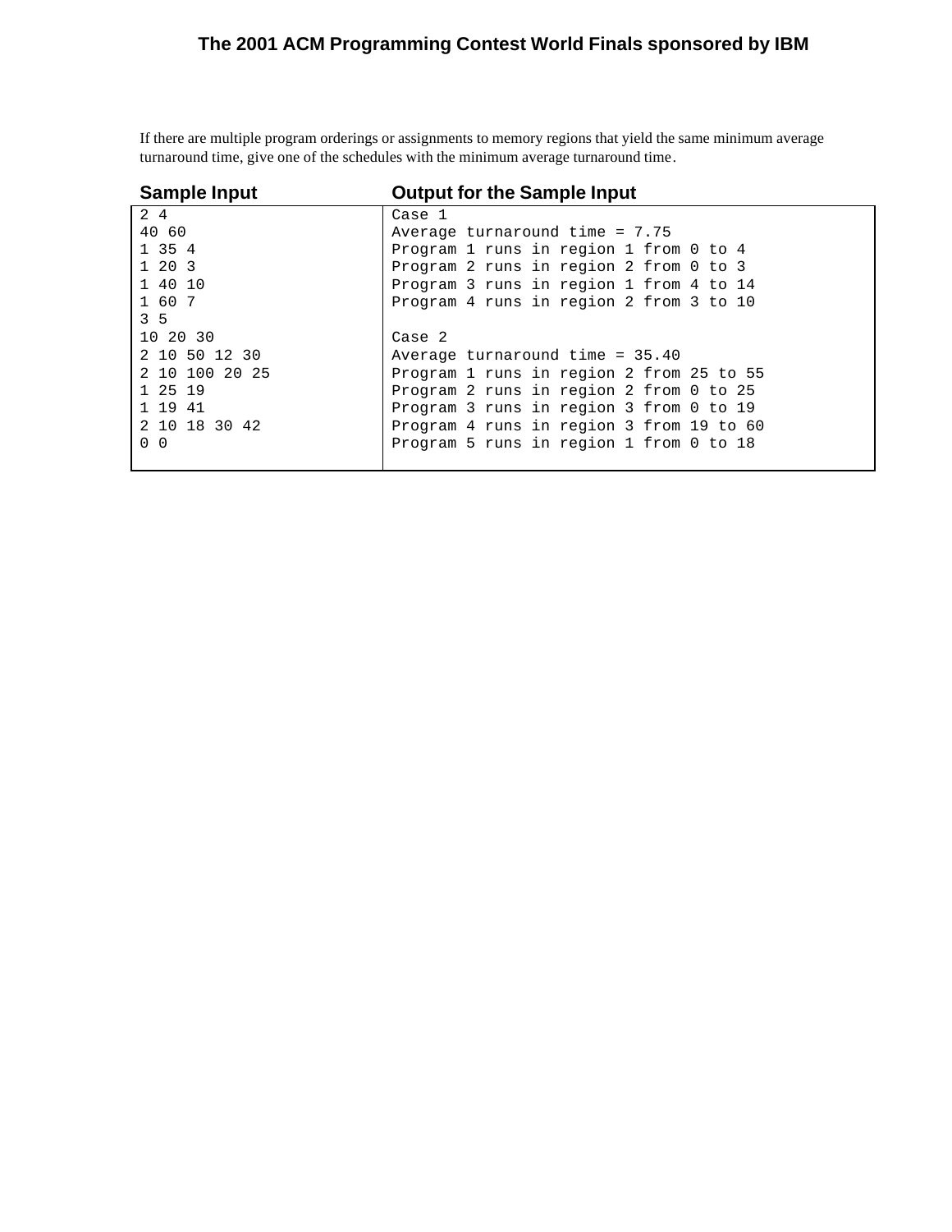If there are multiple program orderings or assignments to memory regions that yield the same minimum average turnaround time, give one of the schedules with the minimum average turnaround time.

| Sample Input | Output for the Sample Input |
| --- | --- |
| 2 4<br>40 60<br>1 35 4<br>1 20 3<br>1 40 10<br>1 60 7<br>3 5<br>10 20 30<br>2 10 50 12 30<br>2 10 100 20 25<br>1 25 19<br>1 19 41<br>2 10 18 30 42<br>0 0 | Case 1<br>Average turnaround time = 7.75<br>Program 1 runs in region 1 from 0 to 4<br>Program 2 runs in region 2 from 0 to 3<br>Program 3 runs in region 1 from 4 to 14<br>Program 4 runs in region 2 from 3 to 10<br><br>Case 2<br>Average turnaround time = 35.40<br>Program 1 runs in region 2 from 25 to 55<br>Program 2 runs in region 2 from 0 to 25<br>Program 3 runs in region 3 from 0 to 19<br>Program 4 runs in region 3 from 19 to 60<br>Program 5 runs in region 1 from 0 to 18 |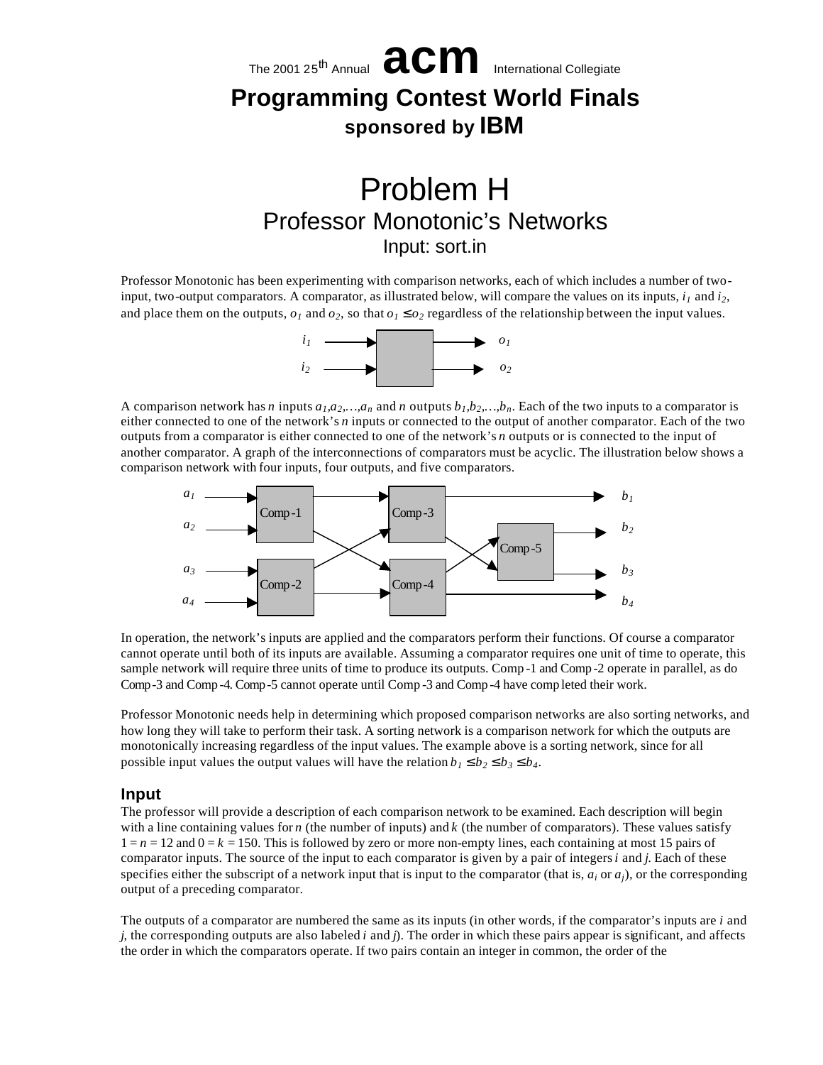The 2001 25th Annual **acm** International Collegiate

# Programming Contest World Finals

**sponsored by IBM**

# Problem H

## Professor Monotonic's Networks

Input: sort.in

Professor Monotonic has been experimenting with comparison networks, each of which includes a number of two-input, two-output comparators. A comparator, as illustrated below, will compare the values on its inputs, $i_1$ and $i_2$, and place them on the outputs, $o_1$ and $o_2$, so that $o_1 \le o_2$ regardless of the relationship between the input values.

A comparison network has $n$ inputs $a_1, a_2, \ldots, a_n$ and $n$ outputs $b_1, b_2, \ldots, b_n$. Each of the two inputs to a comparator is either connected to one of the network's $n$ inputs or connected to the output of another comparator. Each of the two outputs from a comparator is either connected to one of the network's $n$ outputs or is connected to the input of another comparator. A graph of the interconnections of comparators must be acyclic. The illustration below shows a comparison network with four inputs, four outputs, and five comparators.

In operation, the network's inputs are applied and the comparators perform their functions. Of course a comparator cannot operate until both of its inputs are available. Assuming a comparator requires one unit of time to operate, this sample network will require three units of time to produce its outputs. Comp-1 and Comp-2 operate in parallel, as do Comp-3 and Comp-4. Comp-5 cannot operate until Comp-3 and Comp-4 have completed their work.

Professor Monotonic needs help in determining which proposed comparison networks are also sorting networks, and how long they will take to perform their task. A sorting network is a comparison network for which the outputs are monotonically increasing regardless of the input values. The example above is a sorting network, since for all possible input values the output values will have the relation $b_1 \le b_2 \le b_3 \le b_4$.

### Input

The professor will provide a description of each comparison network to be examined. Each description will begin with a line containing values for $n$ (the number of inputs) and $k$ (the number of comparators). These values satisfy $1 = n = 12$ and $0 = k = 150$. This is followed by zero or more non-empty lines, each containing at most 15 pairs of comparator inputs. The source of the input to each comparator is given by a pair of integers $i$ and $j$. Each of these specifies either the subscript of a network input that is input to the comparator (that is, $a_i$ or $a_j$), or the corresponding output of a preceding comparator.

The outputs of a comparator are numbered the same as its inputs (in other words, if the comparator's inputs are $i$ and $j$, the corresponding outputs are also labeled $i$ and $j$). The order in which these pairs appear is significant, and affects the order in which the comparators operate. If two pairs contain an integer in common, the order of the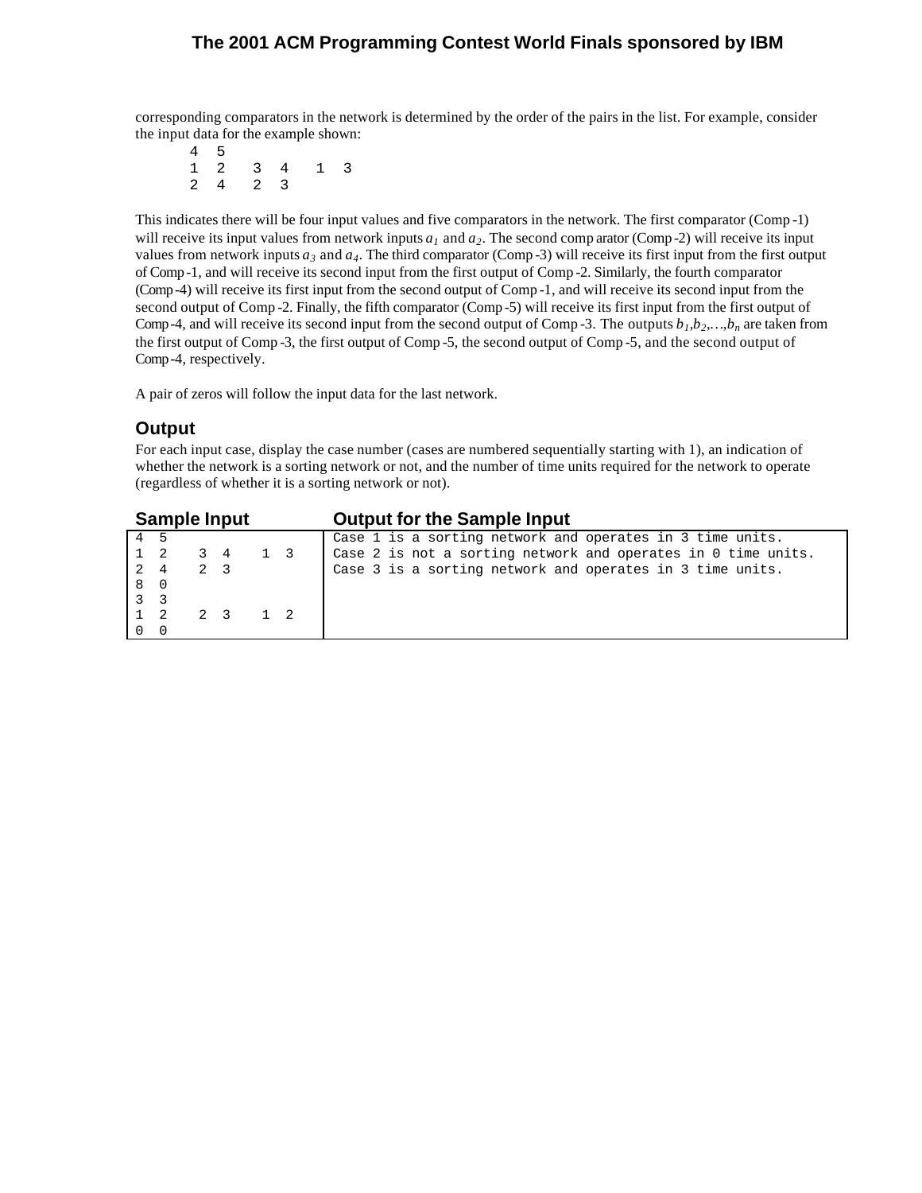corresponding comparators in the network is determined by the order of the pairs in the list. For example, consider the input data for the example shown:

```
4  5
1  2   3  4   1  3
2  4   2  3
```

This indicates there will be four input values and five comparators in the network. The first comparator (Comp-1) will receive its input values from network inputs $a_1$ and $a_2$. The second comparator (Comp-2) will receive its input values from network inputs $a_3$ and $a_4$. The third comparator (Comp-3) will receive its first input from the first output of Comp-1, and will receive its second input from the first output of Comp-2. Similarly, the fourth comparator (Comp-4) will receive its first input from the second output of Comp-1, and will receive its second input from the second output of Comp-2. Finally, the fifth comparator (Comp-5) will receive its first input from the first output of Comp-4, and will receive its second input from the second output of Comp-3. The outputs $b_1, b_2, \ldots, b_n$ are taken from the first output of Comp-3, the first output of Comp-5, the second output of Comp-5, and the second output of Comp-4, respectively.

A pair of zeros will follow the input data for the last network.

## Output

For each input case, display the case number (cases are numbered sequentially starting with 1), an indication of whether the network is a sorting network or not, and the number of time units required for the network to operate (regardless of whether it is a sorting network or not).

| Sample Input | Output for the Sample Input |
|---|---|
| <pre>4 5<br>1 2   3 4   1 3<br>2 4   2 3<br>8 0<br>3 3<br>1 2   2 3   1 2<br>0 0</pre> | <pre>Case 1 is a sorting network and operates in 3 time units.<br>Case 2 is not a sorting network and operates in 0 time units.<br>Case 3 is a sorting network and operates in 3 time units.</pre> |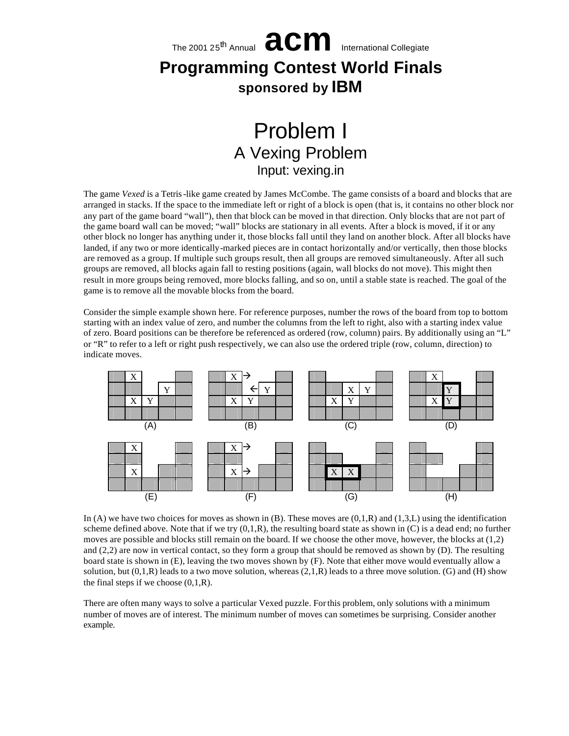The 2001 25th Annual **acm** International Collegiate

# Programming Contest World Finals

### sponsored by IBM

# Problem I

## A Vexing Problem

Input: vexing.in

The game *Vexed* is a Tetris-like game created by James McCombe. The game consists of a board and blocks that are arranged in stacks. If the space to the immediate left or right of a block is open (that is, it contains no other block nor any part of the game board "wall"), then that block can be moved in that direction. Only blocks that are not part of the game board wall can be moved; "wall" blocks are stationary in all events. After a block is moved, if it or any other block no longer has anything under it, those blocks fall until they land on another block. After all blocks have landed, if any two or more identically-marked pieces are in contact horizontally and/or vertically, then those blocks are removed as a group. If multiple such groups result, then all groups are removed simultaneously. After all such groups are removed, all blocks again fall to resting positions (again, wall blocks do not move). This might then result in more groups being removed, more blocks falling, and so on, until a stable state is reached. The goal of the game is to remove all the movable blocks from the board.

Consider the simple example shown here. For reference purposes, number the rows of the board from top to bottom starting with an index value of zero, and number the columns from the left to right, also with a starting index value of zero. Board positions can be therefore be referenced as ordered (row, column) pairs. By additionally using an "L" or "R" to refer to a left or right push respectively, we can also use the ordered triple (row, column, direction) to indicate moves.

(A) (B) (C) (D)

(E) (F) (G) (H)

In (A) we have two choices for moves as shown in (B). These moves are (0,1,R) and (1,3,L) using the identification scheme defined above. Note that if we try (0,1,R), the resulting board state as shown in (C) is a dead end; no further moves are possible and blocks still remain on the board. If we choose the other move, however, the blocks at (1,2) and (2,2) are now in vertical contact, so they form a group that should be removed as shown by (D). The resulting board state is shown in (E), leaving the two moves shown by (F). Note that either move would eventually allow a solution, but (0,1,R) leads to a two move solution, whereas (2,1,R) leads to a three move solution. (G) and (H) show the final steps if we choose (0,1,R).

There are often many ways to solve a particular Vexed puzzle. For this problem, only solutions with a minimum number of moves are of interest. The minimum number of moves can sometimes be surprising. Consider another example.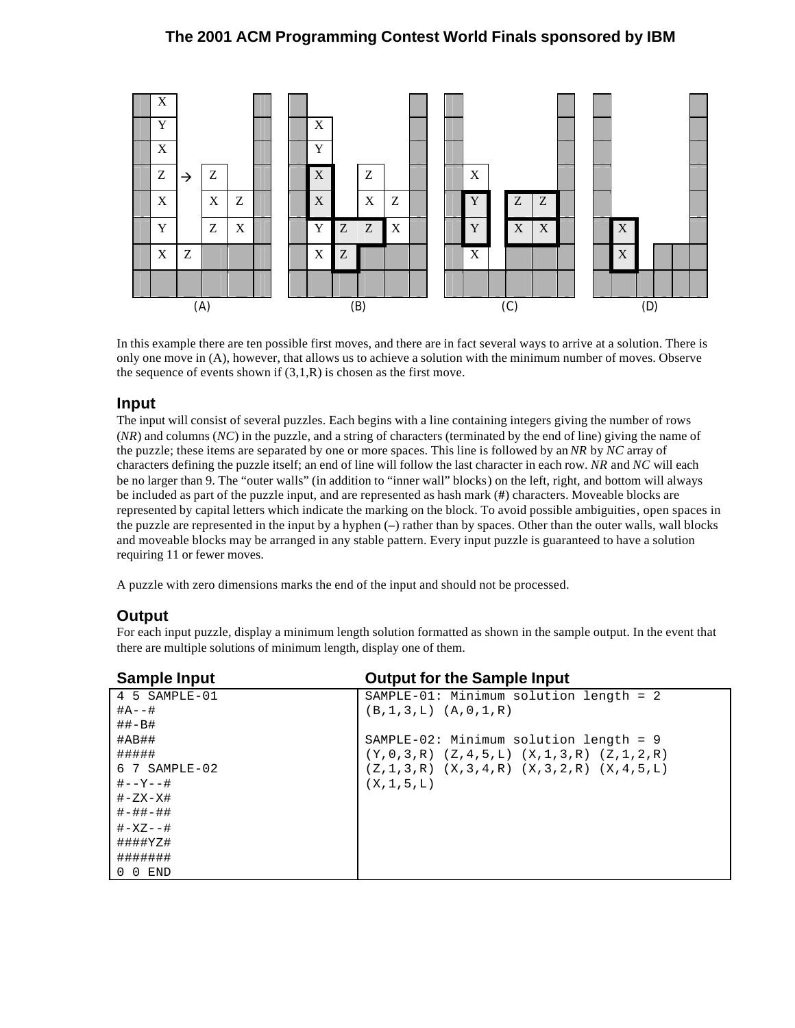The 2001 ACM Programming Contest World Finals sponsored by IBM

(A)

(B)

(C)

(D)

In this example there are ten possible first moves, and there are in fact several ways to arrive at a solution. There is only one move in (A), however, that allows us to achieve a solution with the minimum number of moves. Observe the sequence of events shown if (3,1,R) is chosen as the first move.

## Input

The input will consist of several puzzles. Each begins with a line containing integers giving the number of rows (*NR*) and columns (*NC*) in the puzzle, and a string of characters (terminated by the end of line) giving the name of the puzzle; these items are separated by one or more spaces. This line is followed by an *NR* by *NC* array of characters defining the puzzle itself; an end of line will follow the last character in each row. *NR* and *NC* will each be no larger than 9. The "outer walls" (in addition to "inner wall" blocks) on the left, right, and bottom will always be included as part of the puzzle input, and are represented as hash mark (#) characters. Moveable blocks are represented by capital letters which indicate the marking on the block. To avoid possible ambiguities, open spaces in the puzzle are represented in the input by a hyphen (–) rather than by spaces. Other than the outer walls, wall blocks and moveable blocks may be arranged in any stable pattern. Every input puzzle is guaranteed to have a solution requiring 11 or fewer moves.

A puzzle with zero dimensions marks the end of the input and should not be processed.

## Output

For each input puzzle, display a minimum length solution formatted as shown in the sample output. In the event that there are multiple solutions of minimum length, display one of them.

### Sample Input

```
4 5 SAMPLE-01
#A--#
##-B#
#AB##
#####
6 7 SAMPLE-02
#--Y--#
#-ZX-X#
#-##-##
#-XZ--#
####YZ#
#######
0 0 END
```

### Output for the Sample Input

```
SAMPLE-01: Minimum solution length = 2
(B,1,3,L) (A,0,1,R)

SAMPLE-02: Minimum solution length = 9
(Y,0,3,R) (Z,4,5,L) (X,1,3,R) (Z,1,2,R)
(Z,1,3,R) (X,3,4,R) (X,3,2,R) (X,4,5,L)
(X,1,5,L)
```